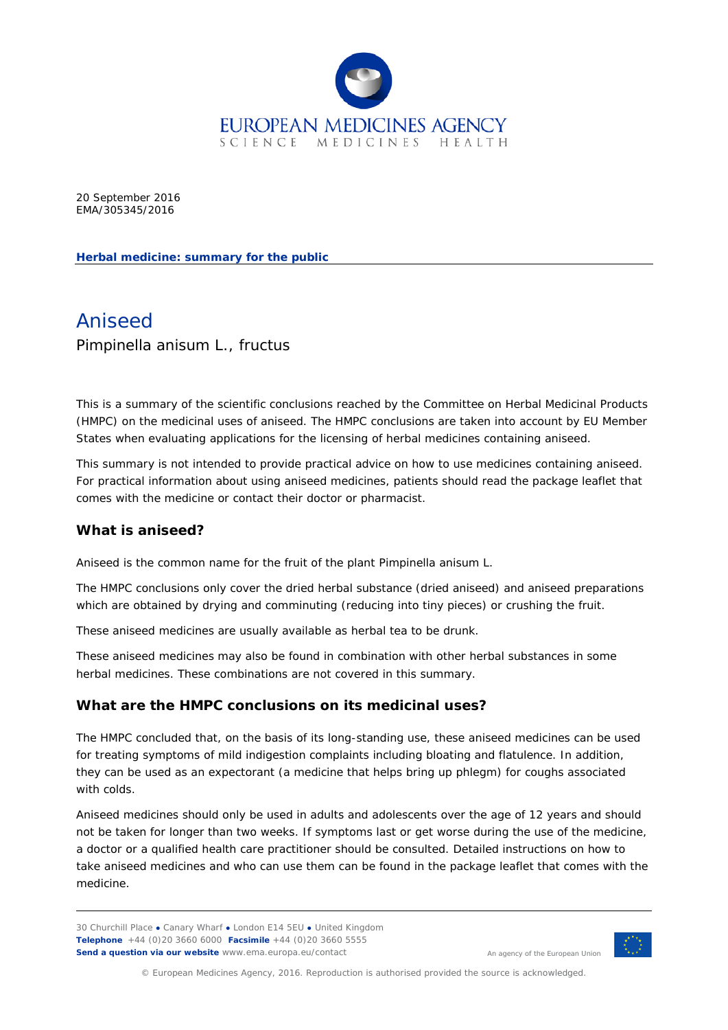20 September 2016
EMA/305345/2016

**Herbal medicine: summary for the public**

# Aniseed

Pimpinella anisum L., fructus

This is a summary of the scientific conclusions reached by the Committee on Herbal Medicinal Products (HMPC) on the medicinal uses of aniseed. The HMPC conclusions are taken into account by EU Member States when evaluating applications for the licensing of herbal medicines containing aniseed.

This summary is not intended to provide practical advice on how to use medicines containing aniseed. For practical information about using aniseed medicines, patients should read the package leaflet that comes with the medicine or contact their doctor or pharmacist.

## What is aniseed?

Aniseed is the common name for the fruit of the plant Pimpinella anisum L.

The HMPC conclusions only cover the dried herbal substance (dried aniseed) and aniseed preparations which are obtained by drying and comminuting (reducing into tiny pieces) or crushing the fruit.

These aniseed medicines are usually available as herbal tea to be drunk.

These aniseed medicines may also be found in combination with other herbal substances in some herbal medicines. These combinations are not covered in this summary.

## What are the HMPC conclusions on its medicinal uses?

The HMPC concluded that, on the basis of its long-standing use, these aniseed medicines can be used for treating symptoms of mild indigestion complaints including bloating and flatulence. In addition, they can be used as an expectorant (a medicine that helps bring up phlegm) for coughs associated with colds.

Aniseed medicines should only be used in adults and adolescents over the age of 12 years and should not be taken for longer than two weeks. If symptoms last or get worse during the use of the medicine, a doctor or a qualified health care practitioner should be consulted. Detailed instructions on how to take aniseed medicines and who can use them can be found in the package leaflet that comes with the medicine.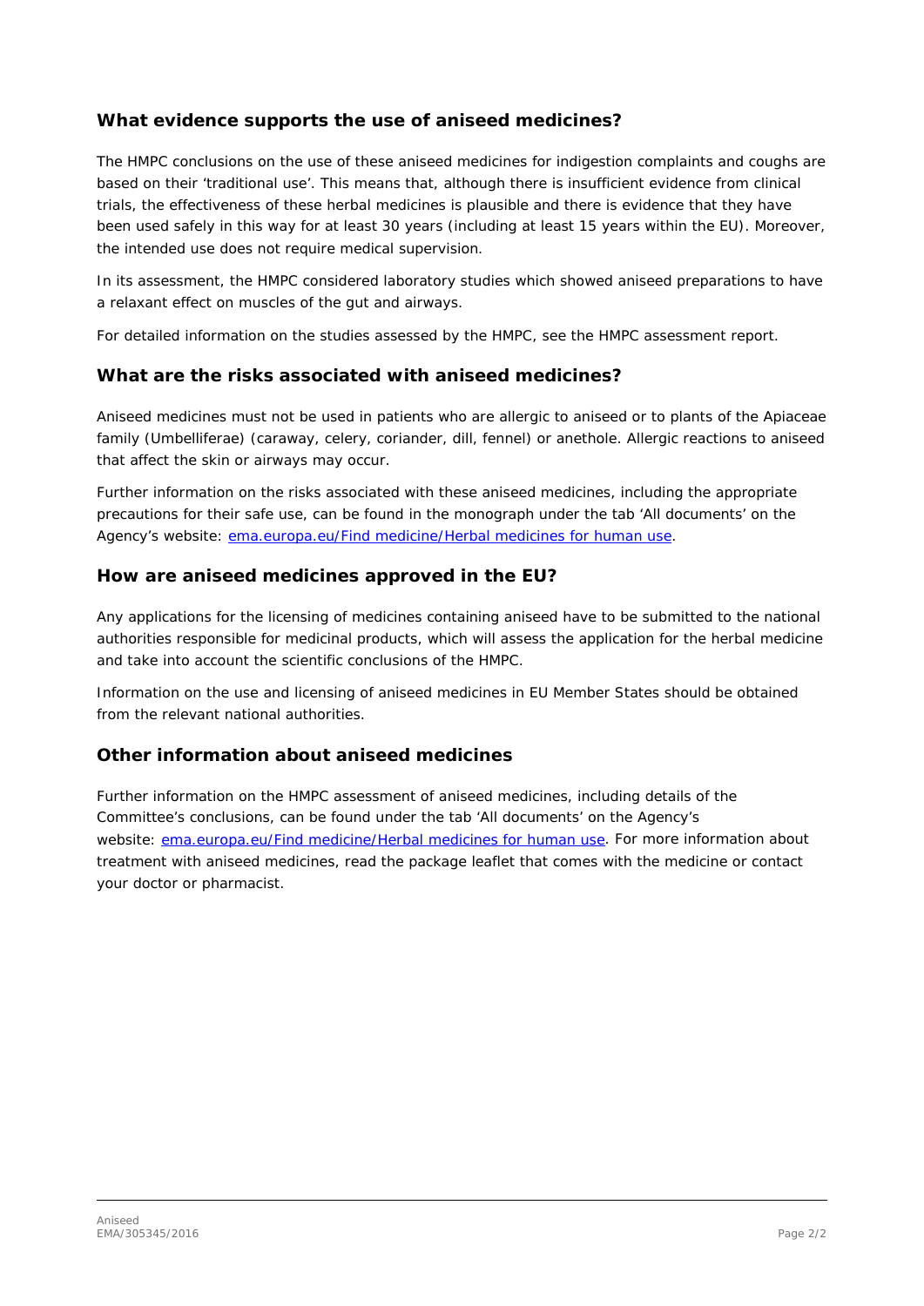## What evidence supports the use of aniseed medicines?

The HMPC conclusions on the use of these aniseed medicines for indigestion complaints and coughs are based on their 'traditional use'. This means that, although there is insufficient evidence from clinical trials, the effectiveness of these herbal medicines is plausible and there is evidence that they have been used safely in this way for at least 30 years (including at least 15 years within the EU). Moreover, the intended use does not require medical supervision.

In its assessment, the HMPC considered laboratory studies which showed aniseed preparations to have a relaxant effect on muscles of the gut and airways.

For detailed information on the studies assessed by the HMPC, see the HMPC assessment report.

## What are the risks associated with aniseed medicines?

Aniseed medicines must not be used in patients who are allergic to aniseed or to plants of the Apiaceae family (Umbelliferae) (caraway, celery, coriander, dill, fennel) or anethole. Allergic reactions to aniseed that affect the skin or airways may occur.

Further information on the risks associated with these aniseed medicines, including the appropriate precautions for their safe use, can be found in the monograph under the tab 'All documents' on the Agency's website: [ema.europa.eu/Find medicine/Herbal medicines for human use](ema.europa.eu/Find medicine/Herbal medicines for human use).

## How are aniseed medicines approved in the EU?

Any applications for the licensing of medicines containing aniseed have to be submitted to the national authorities responsible for medicinal products, which will assess the application for the herbal medicine and take into account the scientific conclusions of the HMPC.

Information on the use and licensing of aniseed medicines in EU Member States should be obtained from the relevant national authorities.

## Other information about aniseed medicines

Further information on the HMPC assessment of aniseed medicines, including details of the Committee's conclusions, can be found under the tab 'All documents' on the Agency's website: [ema.europa.eu/Find medicine/Herbal medicines for human use](ema.europa.eu/Find medicine/Herbal medicines for human use). For more information about treatment with aniseed medicines, read the package leaflet that comes with the medicine or contact your doctor or pharmacist.